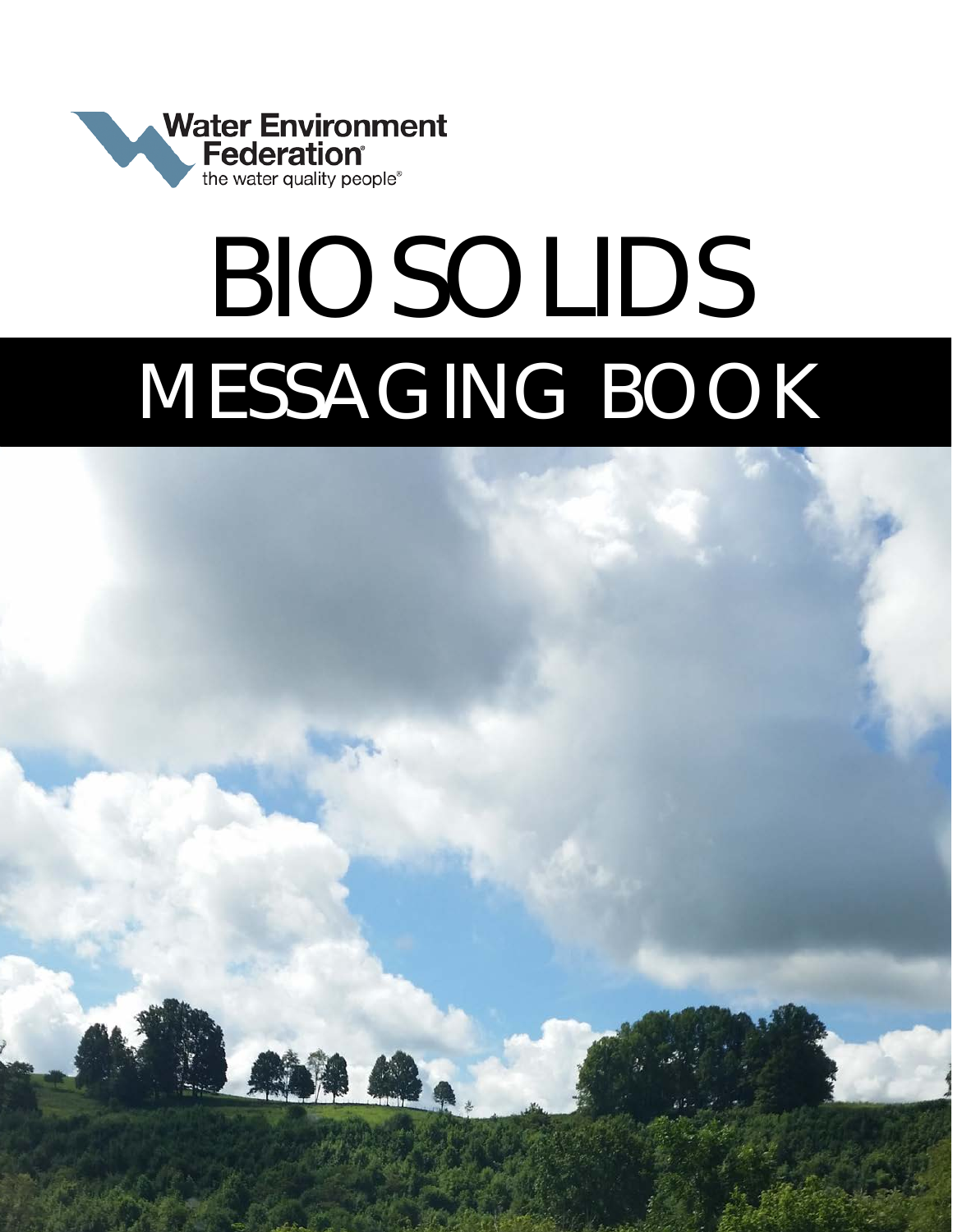Water Environment Federation®
the water quality people®

# BIOSOLIDS

## MESSAGING BOOK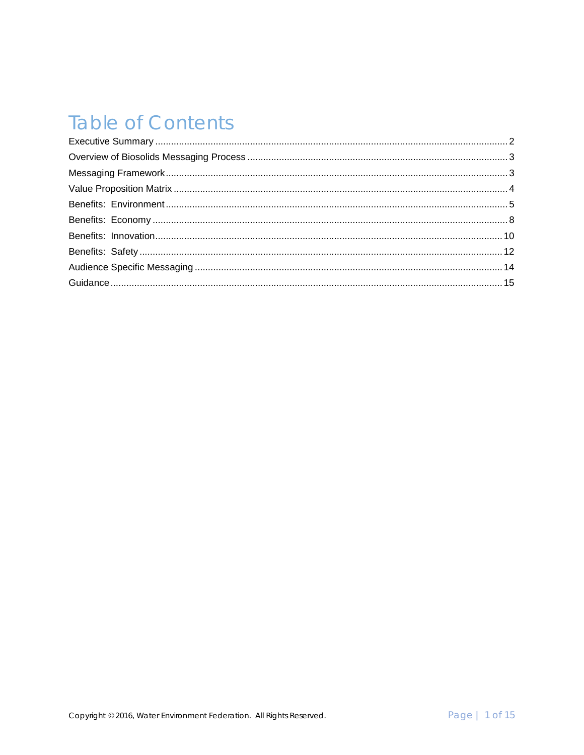# Table of Contents

Executive Summary .......... 2
Overview of Biosolids Messaging Process .......... 3
Messaging Framework .......... 3
Value Proposition Matrix .......... 4
Benefits: Environment .......... 5
Benefits: Economy .......... 8
Benefits: Innovation .......... 10
Benefits: Safety .......... 12
Audience Specific Messaging .......... 14
Guidance .......... 15

Copyright © 2016, Water Environment Federation. All Rights Reserved.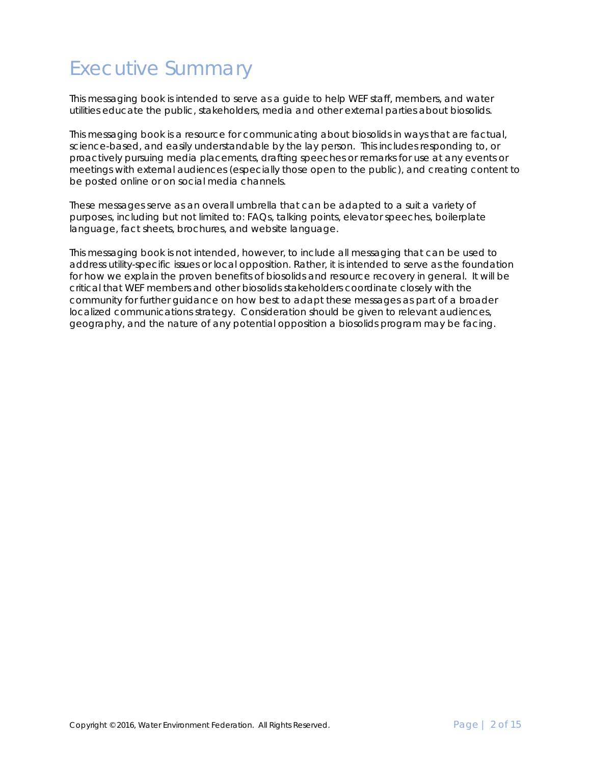# Executive Summary

This messaging book is intended to serve as a guide to help WEF staff, members, and water utilities educate the public, stakeholders, media and other external parties about biosolids.

This messaging book is a resource for communicating about biosolids in ways that are factual, science-based, and easily understandable by the lay person. This includes responding to, or proactively pursuing media placements, drafting speeches or remarks for use at any events or meetings with external audiences (especially those open to the public), and creating content to be posted online or on social media channels.

These messages serve as an overall umbrella that can be adapted to a suit a variety of purposes, including but not limited to: FAQs, talking points, elevator speeches, boilerplate language, fact sheets, brochures, and website language.

This messaging book is not intended, however, to include all messaging that can be used to address utility-specific issues or local opposition. Rather, it is intended to serve as the foundation for how we explain the proven benefits of biosolids and resource recovery in general. It will be critical that WEF members and other biosolids stakeholders coordinate closely with the community for further guidance on how best to adapt these messages as part of a broader localized communications strategy. Consideration should be given to relevant audiences, geography, and the nature of any potential opposition a biosolids program may be facing.

Copyright © 2016, Water Environment Federation. All Rights Reserved.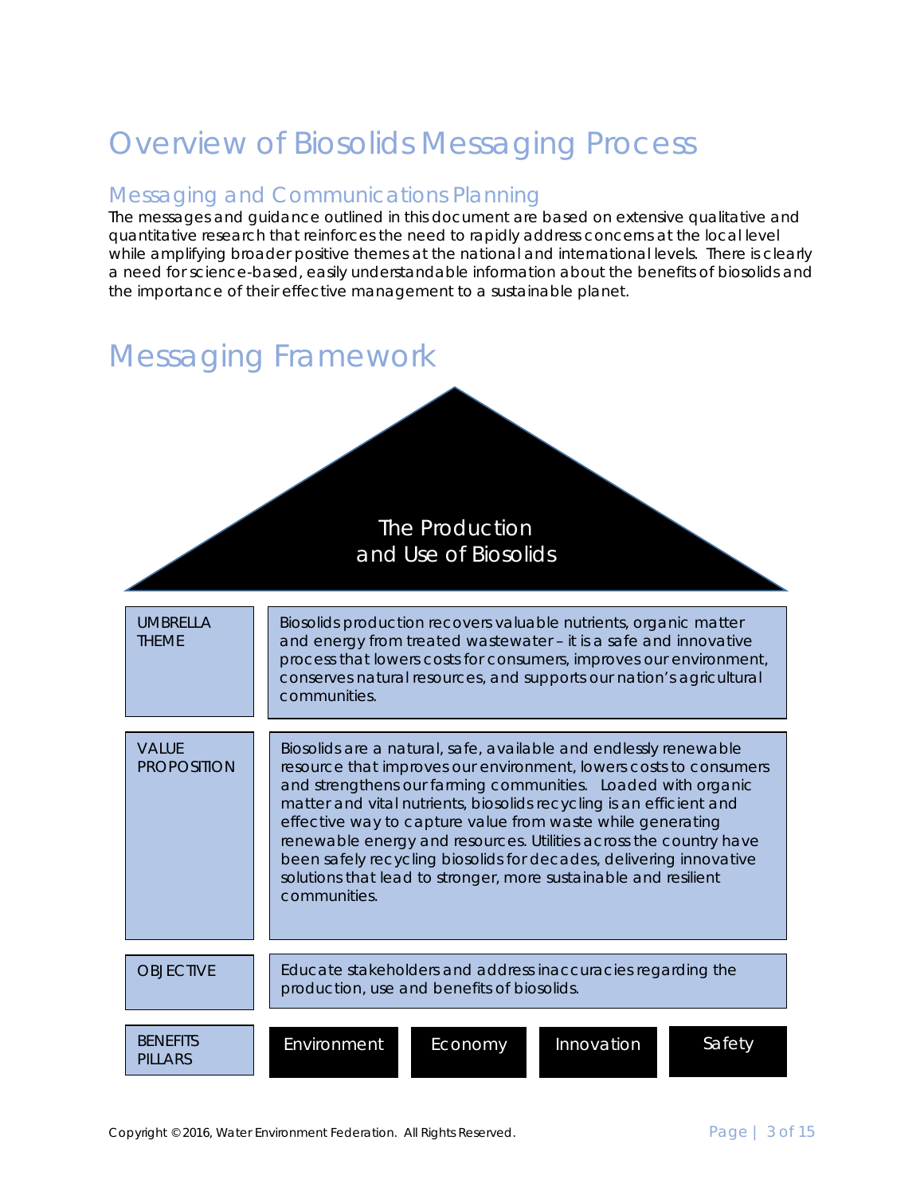# Overview of Biosolids Messaging Process

## Messaging and Communications Planning

The messages and guidance outlined in this document are based on extensive qualitative and quantitative research that reinforces the need to rapidly address concerns at the local level while amplifying broader positive themes at the national and international levels. There is clearly a need for science-based, easily understandable information about the benefits of biosolids and the importance of their effective management to a sustainable planet.

# Messaging Framework

**The Production and Use of Biosolids**

| | |
|---|---|
| UMBRELLA THEME | Biosolids production recovers valuable nutrients, organic matter and energy from treated wastewater – it is a safe and innovative process that lowers costs for consumers, improves our environment, conserves natural resources, and supports our nation's agricultural communities. |
| VALUE PROPOSITION | Biosolids are a natural, safe, available and endlessly renewable resource that improves our environment, lowers costs to consumers and strengthens our farming communities. Loaded with organic matter and vital nutrients, biosolids recycling is an efficient and effective way to capture value from waste while generating renewable energy and resources. Utilities across the country have been safely recycling biosolids for decades, delivering innovative solutions that lead to stronger, more sustainable and resilient communities. |
| OBJECTIVE | Educate stakeholders and address inaccuracies regarding the production, use and benefits of biosolids. |
| BENEFITS PILLARS | Environment · Economy · Innovation · Safety |

Copyright © 2016, Water Environment Federation. All Rights Reserved.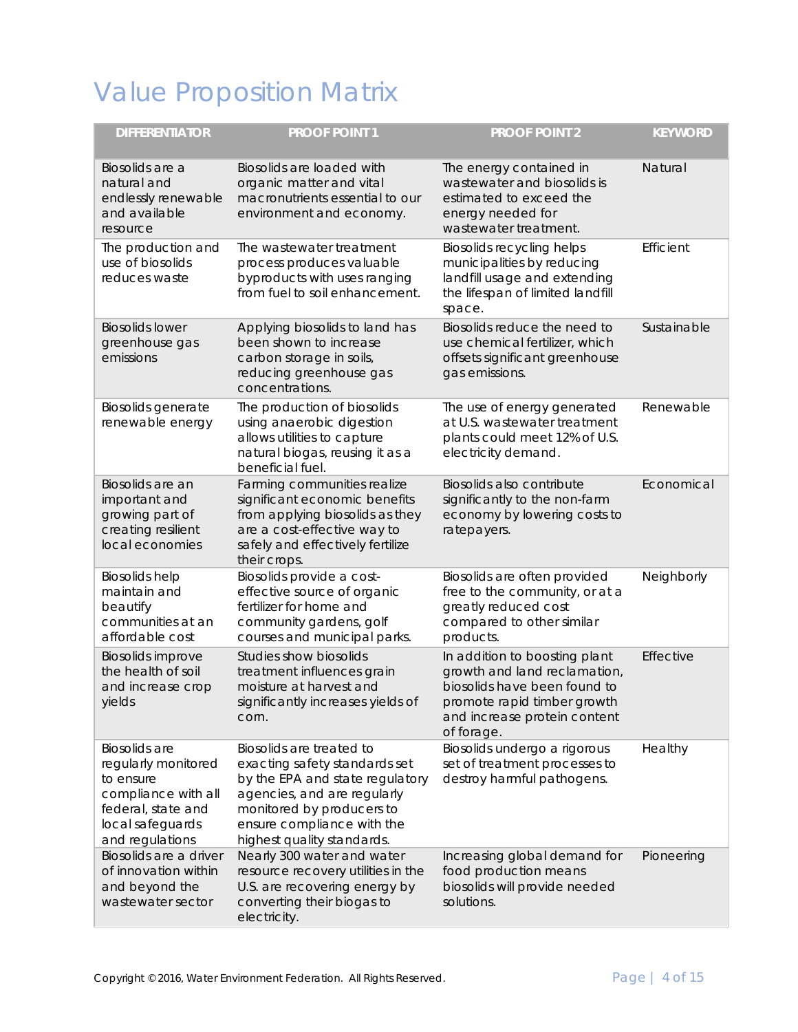# Value Proposition Matrix

| DIFFERENTIATOR | PROOF POINT 1 | PROOF POINT 2 | KEYWORD |
|---|---|---|---|
| Biosolids are a natural and endlessly renewable and available resource | Biosolids are loaded with organic matter and vital macronutrients essential to our environment and economy. | The energy contained in wastewater and biosolids is estimated to exceed the energy needed for wastewater treatment. | Natural |
| The production and use of biosolids reduces waste | The wastewater treatment process produces valuable byproducts with uses ranging from fuel to soil enhancement. | Biosolids recycling helps municipalities by reducing landfill usage and extending the lifespan of limited landfill space. | Efficient |
| Biosolids lower greenhouse gas emissions | Applying biosolids to land has been shown to increase carbon storage in soils, reducing greenhouse gas concentrations. | Biosolids reduce the need to use chemical fertilizer, which offsets significant greenhouse gas emissions. | Sustainable |
| Biosolids generate renewable energy | The production of biosolids using anaerobic digestion allows utilities to capture natural biogas, reusing it as a beneficial fuel. | The use of energy generated at U.S. wastewater treatment plants could meet 12% of U.S. electricity demand. | Renewable |
| Biosolids are an important and growing part of creating resilient local economies | Farming communities realize significant economic benefits from applying biosolids as they are a cost-effective way to safely and effectively fertilize their crops. | Biosolids also contribute significantly to the non-farm economy by lowering costs to ratepayers. | Economical |
| Biosolids help maintain and beautify communities at an affordable cost | Biosolids provide a cost-effective source of organic fertilizer for home and community gardens, golf courses and municipal parks. | Biosolids are often provided free to the community, or at a greatly reduced cost compared to other similar products. | Neighborly |
| Biosolids improve the health of soil and increase crop yields | Studies show biosolids treatment influences grain moisture at harvest and significantly increases yields of corn. | In addition to boosting plant growth and land reclamation, biosolids have been found to promote rapid timber growth and increase protein content of forage. | Effective |
| Biosolids are regularly monitored to ensure compliance with all federal, state and local safeguards and regulations | Biosolids are treated to exacting safety standards set by the EPA and state regulatory agencies, and are regularly monitored by producers to ensure compliance with the highest quality standards. | Biosolids undergo a rigorous set of treatment processes to destroy harmful pathogens. | Healthy |
| Biosolids are a driver of innovation within and beyond the wastewater sector | Nearly 300 water and water resource recovery utilities in the U.S. are recovering energy by converting their biogas to electricity. | Increasing global demand for food production means biosolids will provide needed solutions. | Pioneering |

Copyright © 2016, Water Environment Federation. All Rights Reserved.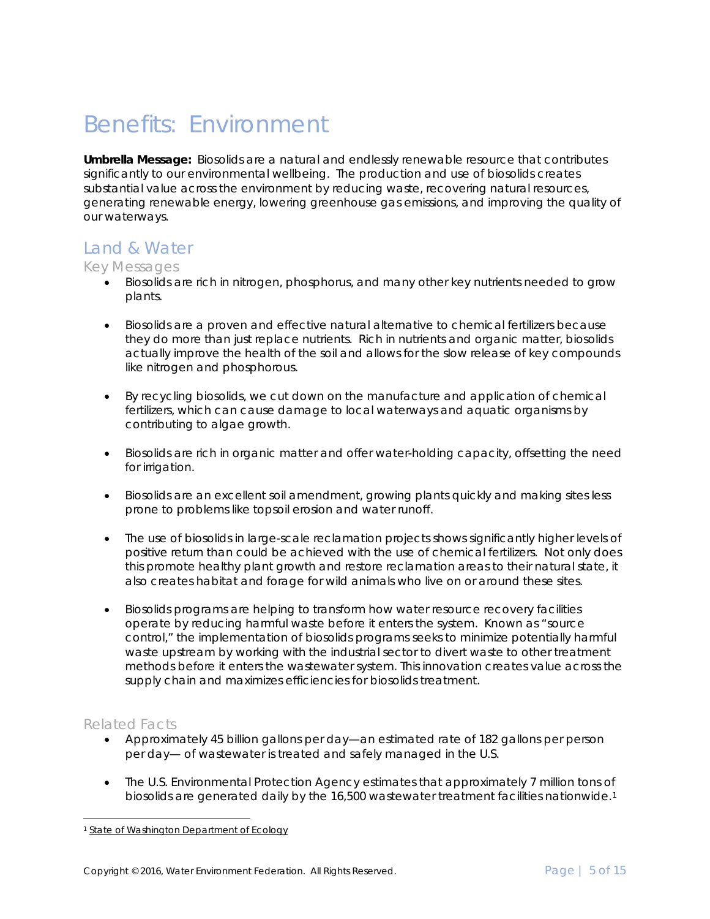# Benefits: Environment

**Umbrella Message:** Biosolids are a natural and endlessly renewable resource that contributes significantly to our environmental wellbeing. The production and use of biosolids creates substantial value across the environment by reducing waste, recovering natural resources, generating renewable energy, lowering greenhouse gas emissions, and improving the quality of our waterways.

## Land & Water

### Key Messages

- Biosolids are rich in nitrogen, phosphorus, and many other key nutrients needed to grow plants.

- Biosolids are a proven and effective natural alternative to chemical fertilizers because they do more than just replace nutrients. Rich in nutrients and organic matter, biosolids actually improve the health of the soil and allows for the slow release of key compounds like nitrogen and phosphorous.

- By recycling biosolids, we cut down on the manufacture and application of chemical fertilizers, which can cause damage to local waterways and aquatic organisms by contributing to algae growth.

- Biosolids are rich in organic matter and offer water-holding capacity, offsetting the need for irrigation.

- Biosolids are an excellent soil amendment, growing plants quickly and making sites less prone to problems like topsoil erosion and water runoff.

- The use of biosolids in large-scale reclamation projects shows significantly higher levels of positive return than could be achieved with the use of chemical fertilizers. Not only does this promote healthy plant growth and restore reclamation areas to their natural state, it also creates habitat and forage for wild animals who live on or around these sites.

- Biosolids programs are helping to transform how water resource recovery facilities operate by reducing harmful waste before it enters the system. Known as "source control," the implementation of biosolids programs seeks to minimize potentially harmful waste upstream by working with the industrial sector to divert waste to other treatment methods before it enters the wastewater system. This innovation creates value across the supply chain and maximizes efficiencies for biosolids treatment.

### Related Facts

- Approximately 45 billion gallons per day—an estimated rate of 182 gallons per person per day— of wastewater is treated and safely managed in the U.S.

- The U.S. Environmental Protection Agency estimates that approximately 7 million tons of biosolids are generated daily by the 16,500 wastewater treatment facilities nationwide.[1]

---

[1] State of Washington Department of Ecology

Copyright © 2016, Water Environment Federation. All Rights Reserved.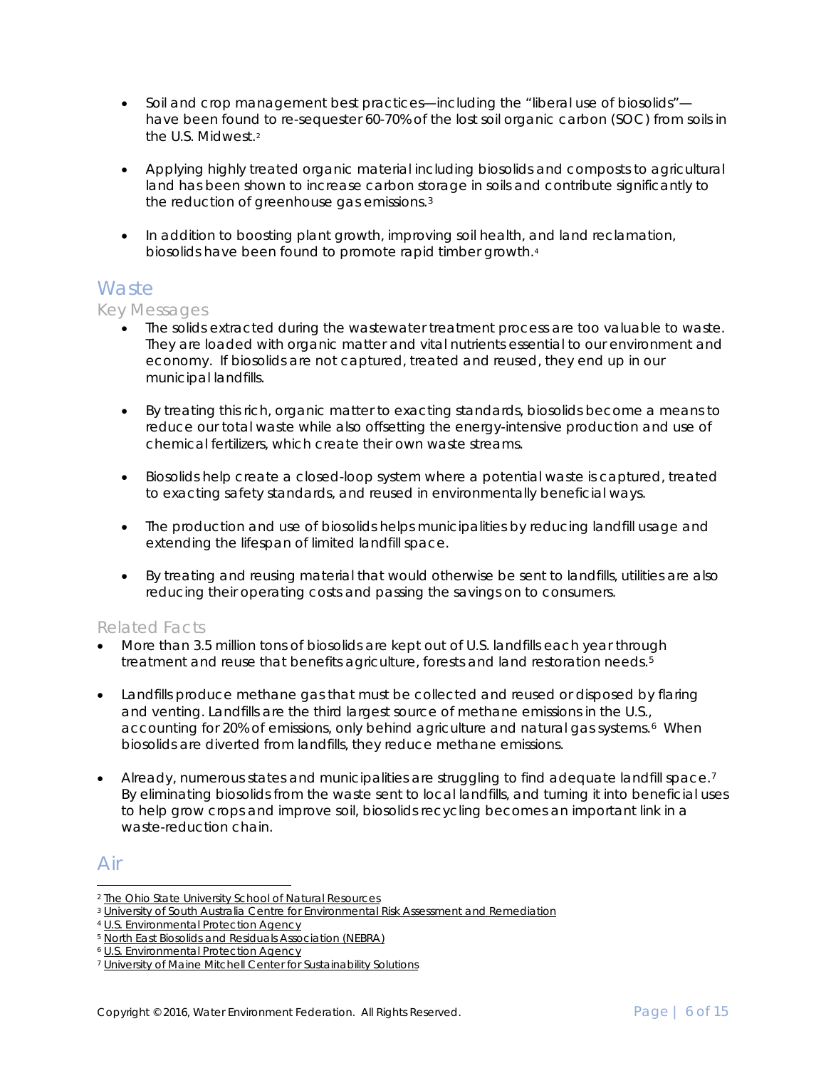- Soil and crop management best practices—including the "liberal use of biosolids"—have been found to re-sequester 60-70% of the lost soil organic carbon (SOC) from soils in the U.S. Midwest.[2]

- Applying highly treated organic material including biosolids and composts to agricultural land has been shown to increase carbon storage in soils and contribute significantly to the reduction of greenhouse gas emissions.[3]

- In addition to boosting plant growth, improving soil health, and land reclamation, biosolids have been found to promote rapid timber growth.[4]

## Waste

### Key Messages

- The solids extracted during the wastewater treatment process are too valuable to waste. They are loaded with organic matter and vital nutrients essential to our environment and economy. If biosolids are not captured, treated and reused, they end up in our municipal landfills.

- By treating this rich, organic matter to exacting standards, biosolids become a means to reduce our total waste while also offsetting the energy-intensive production and use of chemical fertilizers, which create their own waste streams.

- Biosolids help create a closed-loop system where a potential waste is captured, treated to exacting safety standards, and reused in environmentally beneficial ways.

- The production and use of biosolids helps municipalities by reducing landfill usage and extending the lifespan of limited landfill space.

- By treating and reusing material that would otherwise be sent to landfills, utilities are also reducing their operating costs and passing the savings on to consumers.

### Related Facts

- More than 3.5 million tons of biosolids are kept out of U.S. landfills each year through treatment and reuse that benefits agriculture, forests and land restoration needs.[5]

- Landfills produce methane gas that must be collected and reused or disposed by flaring and venting. Landfills are the third largest source of methane emissions in the U.S., accounting for 20% of emissions, only behind agriculture and natural gas systems.[6] When biosolids are diverted from landfills, they reduce methane emissions.

- Already, numerous states and municipalities are struggling to find adequate landfill space.[7] By eliminating biosolids from the waste sent to local landfills, and turning it into beneficial uses to help grow crops and improve soil, biosolids recycling becomes an important link in a waste-reduction chain.

## Air

---

[2] The Ohio State University School of Natural Resources
[3] University of South Australia Centre for Environmental Risk Assessment and Remediation
[4] U.S. Environmental Protection Agency
[5] North East Biosolids and Residuals Association (NEBRA)
[6] U.S. Environmental Protection Agency
[7] University of Maine Mitchell Center for Sustainability Solutions

Copyright © 2016, Water Environment Federation. All Rights Reserved.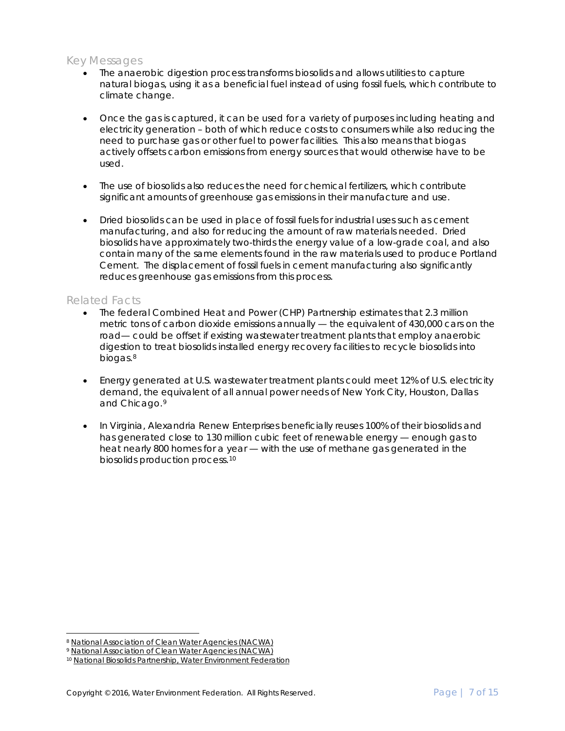## Key Messages

- The anaerobic digestion process transforms biosolids and allows utilities to capture natural biogas, using it as a beneficial fuel instead of using fossil fuels, which contribute to climate change.

- Once the gas is captured, it can be used for a variety of purposes including heating and electricity generation – both of which reduce costs to consumers while also reducing the need to purchase gas or other fuel to power facilities. This also means that biogas actively offsets carbon emissions from energy sources that would otherwise have to be used.

- The use of biosolids also reduces the need for chemical fertilizers, which contribute significant amounts of greenhouse gas emissions in their manufacture and use.

- Dried biosolids can be used in place of fossil fuels for industrial uses such as cement manufacturing, and also for reducing the amount of raw materials needed. Dried biosolids have approximately two-thirds the energy value of a low-grade coal, and also contain many of the same elements found in the raw materials used to produce Portland Cement. The displacement of fossil fuels in cement manufacturing also significantly reduces greenhouse gas emissions from this process.

## Related Facts

- The federal Combined Heat and Power (CHP) Partnership estimates that 2.3 million metric tons of carbon dioxide emissions annually — the equivalent of 430,000 cars on the road— could be offset if existing wastewater treatment plants that employ anaerobic digestion to treat biosolids installed energy recovery facilities to recycle biosolids into biogas.[8]

- Energy generated at U.S. wastewater treatment plants could meet 12% of U.S. electricity demand, the equivalent of all annual power needs of New York City, Houston, Dallas and Chicago.[9]

- In Virginia, Alexandria Renew Enterprises beneficially reuses 100% of their biosolids and has generated close to 130 million cubic feet of renewable energy — enough gas to heat nearly 800 homes for a year — with the use of methane gas generated in the biosolids production process.[10]

---

[8] National Association of Clean Water Agencies (NACWA)

[9] National Association of Clean Water Agencies (NACWA)

[10] National Biosolids Partnership, Water Environment Federation

Copyright © 2016, Water Environment Federation. All Rights Reserved.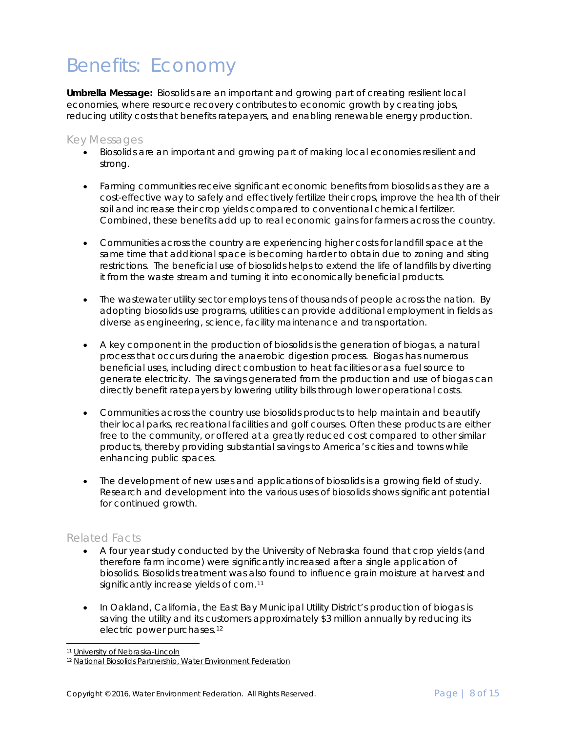# Benefits: Economy

**Umbrella Message:** Biosolids are an important and growing part of creating resilient local economies, where resource recovery contributes to economic growth by creating jobs, reducing utility costs that benefits ratepayers, and enabling renewable energy production.

## Key Messages

- Biosolids are an important and growing part of making local economies resilient and strong.
- Farming communities receive significant economic benefits from biosolids as they are a cost-effective way to safely and effectively fertilize their crops, improve the health of their soil and increase their crop yields compared to conventional chemical fertilizer. Combined, these benefits add up to real economic gains for farmers across the country.
- Communities across the country are experiencing higher costs for landfill space at the same time that additional space is becoming harder to obtain due to zoning and siting restrictions. The beneficial use of biosolids helps to extend the life of landfills by diverting it from the waste stream and turning it into economically beneficial products.
- The wastewater utility sector employs tens of thousands of people across the nation. By adopting biosolids use programs, utilities can provide additional employment in fields as diverse as engineering, science, facility maintenance and transportation.
- A key component in the production of biosolids is the generation of biogas, a natural process that occurs during the anaerobic digestion process. Biogas has numerous beneficial uses, including direct combustion to heat facilities or as a fuel source to generate electricity. The savings generated from the production and use of biogas can directly benefit ratepayers by lowering utility bills through lower operational costs.
- Communities across the country use biosolids products to help maintain and beautify their local parks, recreational facilities and golf courses. Often these products are either free to the community, or offered at a greatly reduced cost compared to other similar products, thereby providing substantial savings to America's cities and towns while enhancing public spaces.
- The development of new uses and applications of biosolids is a growing field of study. Research and development into the various uses of biosolids shows significant potential for continued growth.

## Related Facts

- A four year study conducted by the University of Nebraska found that crop yields (and therefore farm income) were significantly increased after a single application of biosolids. Biosolids treatment was also found to influence grain moisture at harvest and significantly increase yields of corn.[11]
- In Oakland, California, the East Bay Municipal Utility District's production of biogas is saving the utility and its customers approximately $3 million annually by reducing its electric power purchases.[12]

---

[11] University of Nebraska-Lincoln

[12] National Biosolids Partnership, Water Environment Federation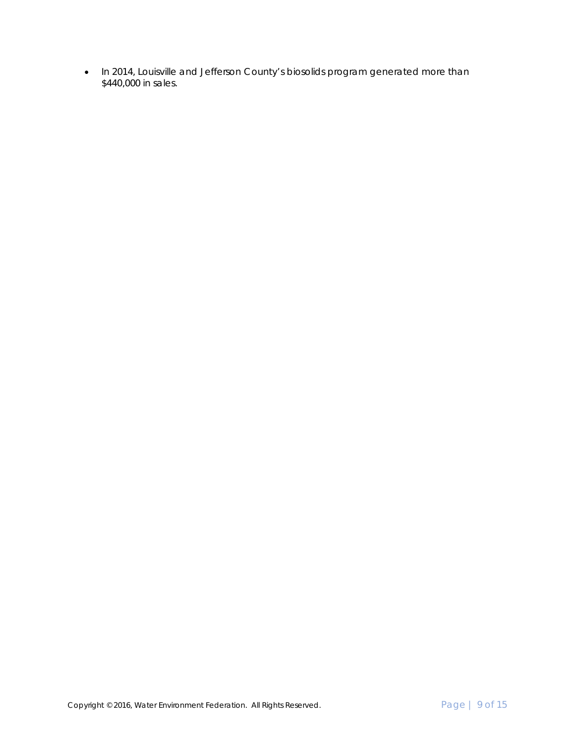- In 2014, Louisville and Jefferson County's biosolids program generated more than $440,000 in sales.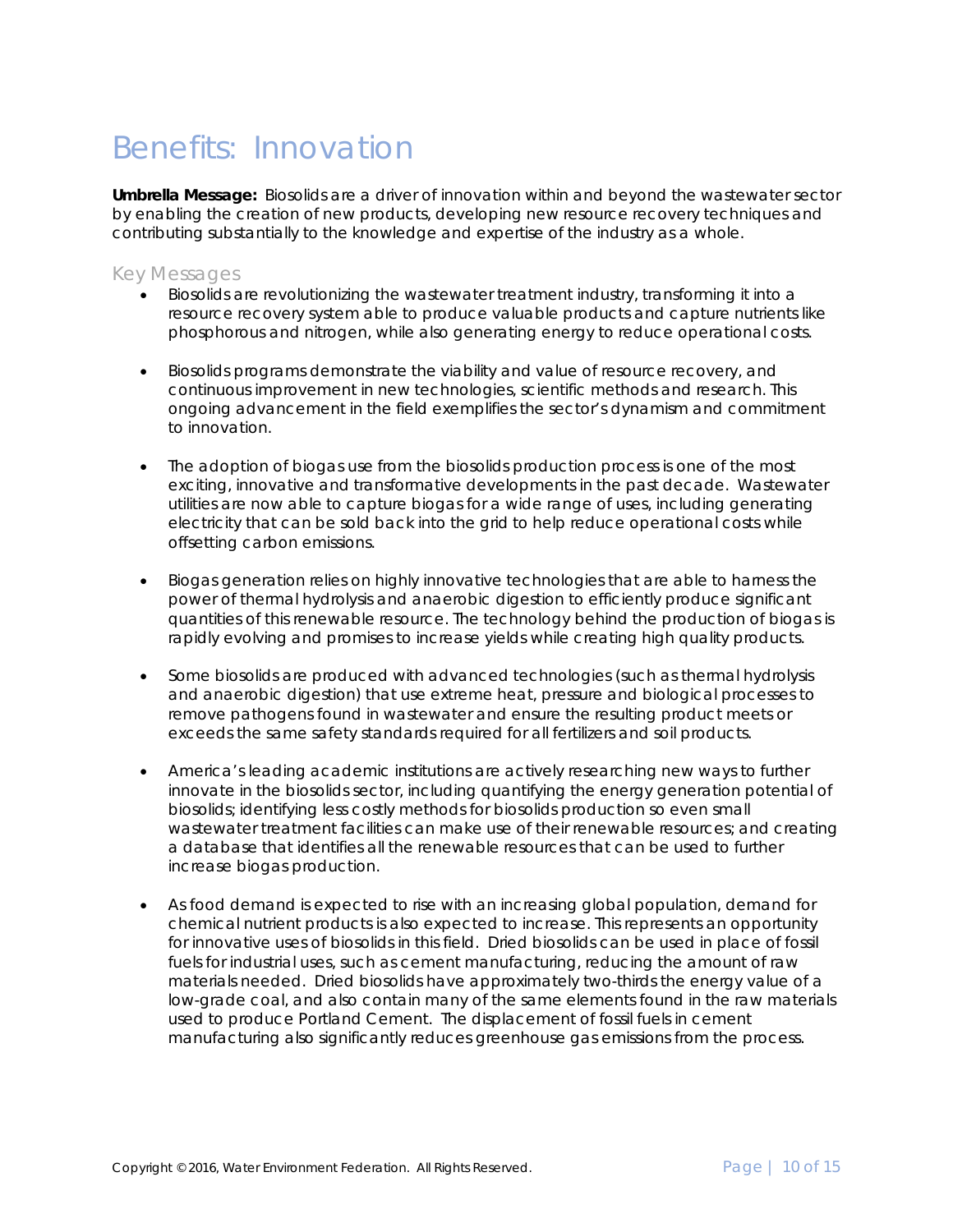# Benefits: Innovation

**Umbrella Message:** Biosolids are a driver of innovation within and beyond the wastewater sector by enabling the creation of new products, developing new resource recovery techniques and contributing substantially to the knowledge and expertise of the industry as a whole.

## Key Messages

- Biosolids are revolutionizing the wastewater treatment industry, transforming it into a resource recovery system able to produce valuable products and capture nutrients like phosphorous and nitrogen, while also generating energy to reduce operational costs.

- Biosolids programs demonstrate the viability and value of resource recovery, and continuous improvement in new technologies, scientific methods and research. This ongoing advancement in the field exemplifies the sector's dynamism and commitment to innovation.

- The adoption of biogas use from the biosolids production process is one of the most exciting, innovative and transformative developments in the past decade. Wastewater utilities are now able to capture biogas for a wide range of uses, including generating electricity that can be sold back into the grid to help reduce operational costs while offsetting carbon emissions.

- Biogas generation relies on highly innovative technologies that are able to harness the power of thermal hydrolysis and anaerobic digestion to efficiently produce significant quantities of this renewable resource. The technology behind the production of biogas is rapidly evolving and promises to increase yields while creating high quality products.

- Some biosolids are produced with advanced technologies (such as thermal hydrolysis and anaerobic digestion) that use extreme heat, pressure and biological processes to remove pathogens found in wastewater and ensure the resulting product meets or exceeds the same safety standards required for all fertilizers and soil products.

- America's leading academic institutions are actively researching new ways to further innovate in the biosolids sector, including quantifying the energy generation potential of biosolids; identifying less costly methods for biosolids production so even small wastewater treatment facilities can make use of their renewable resources; and creating a database that identifies all the renewable resources that can be used to further increase biogas production.

- As food demand is expected to rise with an increasing global population, demand for chemical nutrient products is also expected to increase. This represents an opportunity for innovative uses of biosolids in this field. Dried biosolids can be used in place of fossil fuels for industrial uses, such as cement manufacturing, reducing the amount of raw materials needed. Dried biosolids have approximately two-thirds the energy value of a low-grade coal, and also contain many of the same elements found in the raw materials used to produce Portland Cement. The displacement of fossil fuels in cement manufacturing also significantly reduces greenhouse gas emissions from the process.

Copyright © 2016, Water Environment Federation. All Rights Reserved.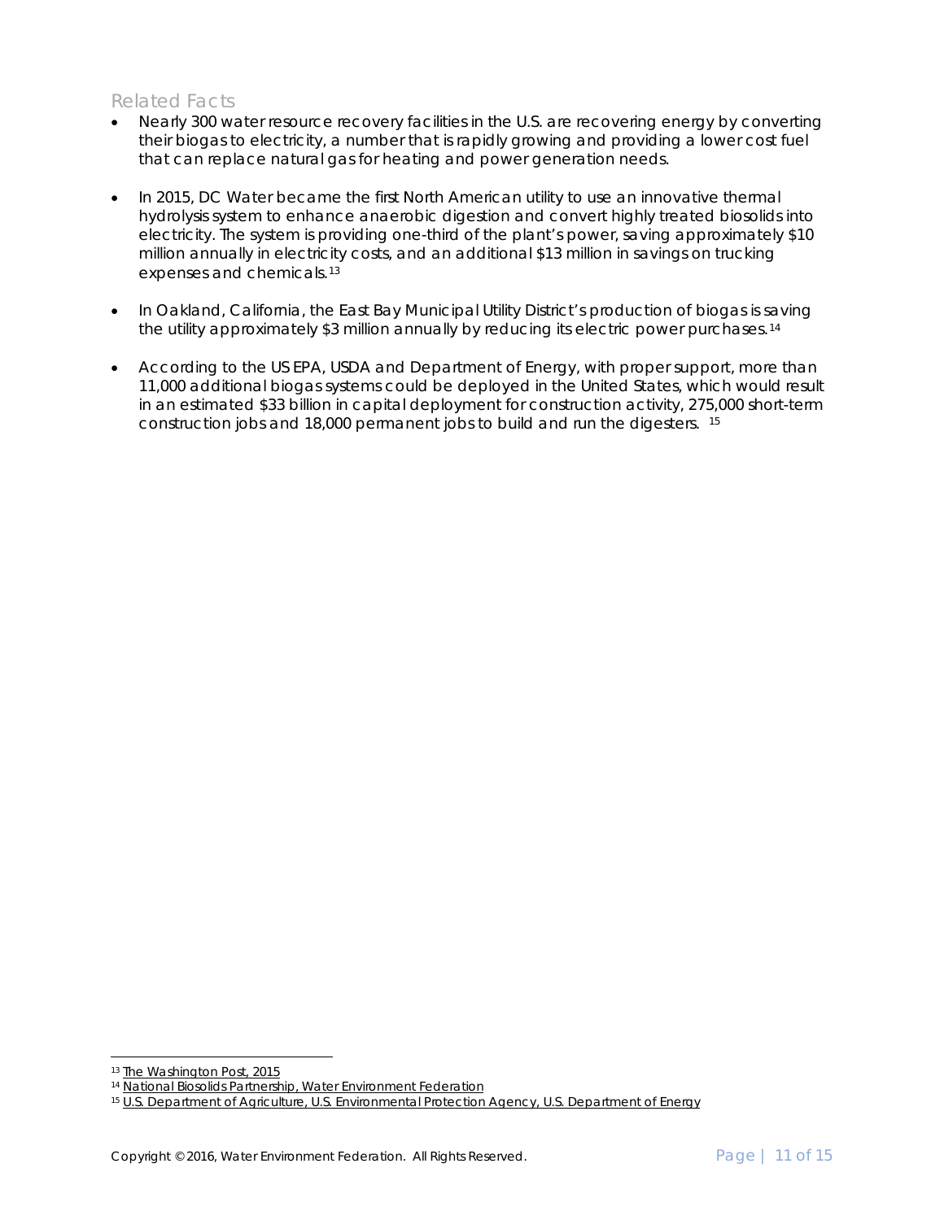## Related Facts

- Nearly 300 water resource recovery facilities in the U.S. are recovering energy by converting their biogas to electricity, a number that is rapidly growing and providing a lower cost fuel that can replace natural gas for heating and power generation needs.
- In 2015, DC Water became the first North American utility to use an innovative thermal hydrolysis system to enhance anaerobic digestion and convert highly treated biosolids into electricity. The system is providing one-third of the plant's power, saving approximately $10 million annually in electricity costs, and an additional $13 million in savings on trucking expenses and chemicals.[13]
- In Oakland, California, the East Bay Municipal Utility District's production of biogas is saving the utility approximately $3 million annually by reducing its electric power purchases.[14]
- According to the US EPA, USDA and Department of Energy, with proper support, more than 11,000 additional biogas systems could be deployed in the United States, which would result in an estimated $33 billion in capital deployment for construction activity, 275,000 short-term construction jobs and 18,000 permanent jobs to build and run the digesters. [15]

---

[13] The Washington Post, 2015

[14] National Biosolids Partnership, Water Environment Federation

[15] U.S. Department of Agriculture, U.S. Environmental Protection Agency, U.S. Department of Energy

Copyright © 2016, Water Environment Federation. All Rights Reserved.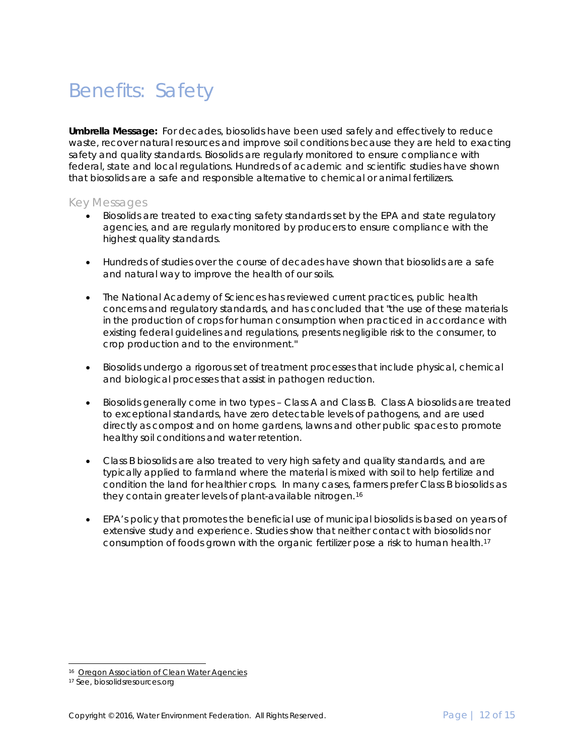# Benefits: Safety

**Umbrella Message:** For decades, biosolids have been used safely and effectively to reduce waste, recover natural resources and improve soil conditions because they are held to exacting safety and quality standards. Biosolids are regularly monitored to ensure compliance with federal, state and local regulations. Hundreds of academic and scientific studies have shown that biosolids are a safe and responsible alternative to chemical or animal fertilizers.

## Key Messages

- Biosolids are treated to exacting safety standards set by the EPA and state regulatory agencies, and are regularly monitored by producers to ensure compliance with the highest quality standards.
- Hundreds of studies over the course of decades have shown that biosolids are a safe and natural way to improve the health of our soils.
- The National Academy of Sciences has reviewed current practices, public health concerns and regulatory standards, and has concluded that "the use of these materials in the production of crops for human consumption when practiced in accordance with existing federal guidelines and regulations, presents negligible risk to the consumer, to crop production and to the environment."
- Biosolids undergo a rigorous set of treatment processes that include physical, chemical and biological processes that assist in pathogen reduction.
- Biosolids generally come in two types – Class A and Class B. Class A biosolids are treated to exceptional standards, have zero detectable levels of pathogens, and are used directly as compost and on home gardens, lawns and other public spaces to promote healthy soil conditions and water retention.
- Class B biosolids are also treated to very high safety and quality standards, and are typically applied to farmland where the material is mixed with soil to help fertilize and condition the land for healthier crops. In many cases, farmers prefer Class B biosolids as they contain greater levels of plant-available nitrogen.[16]
- EPA's policy that promotes the beneficial use of municipal biosolids is based on years of extensive study and experience. Studies show that neither contact with biosolids nor consumption of foods grown with the organic fertilizer pose a risk to human health.[17]

---

[16] Oregon Association of Clean Water Agencies

[17] See, biosolidsresources.org

Copyright © 2016, Water Environment Federation. All Rights Reserved.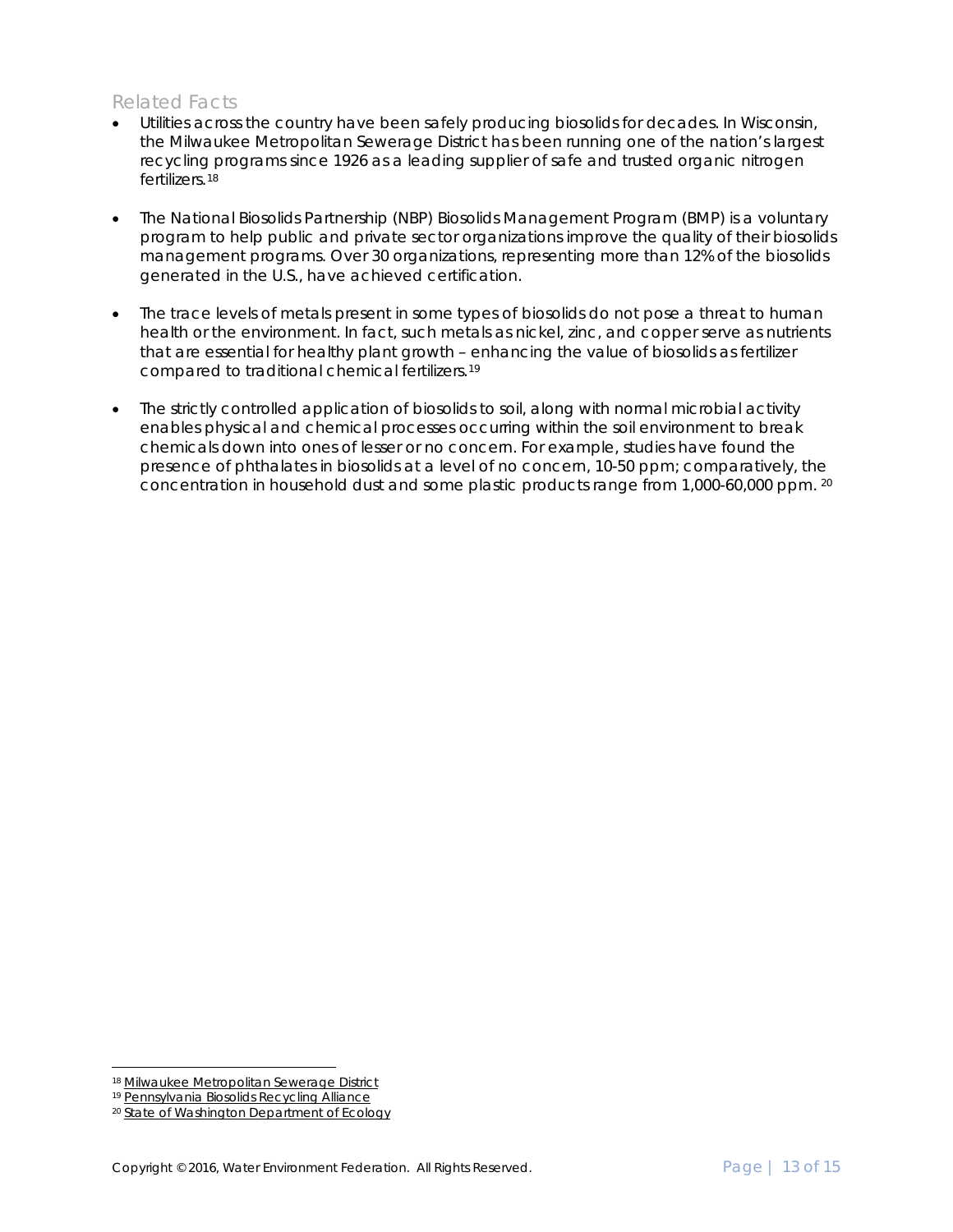## Related Facts

- Utilities across the country have been safely producing biosolids for decades. In Wisconsin, the Milwaukee Metropolitan Sewerage District has been running one of the nation's largest recycling programs since 1926 as a leading supplier of safe and trusted organic nitrogen fertilizers.[18]

- The National Biosolids Partnership (NBP) Biosolids Management Program (BMP) is a voluntary program to help public and private sector organizations improve the quality of their biosolids management programs. Over 30 organizations, representing more than 12% of the biosolids generated in the U.S., have achieved certification.

- The trace levels of metals present in some types of biosolids do not pose a threat to human health or the environment. In fact, such metals as nickel, zinc, and copper serve as nutrients that are essential for healthy plant growth – enhancing the value of biosolids as fertilizer compared to traditional chemical fertilizers.[19]

- The strictly controlled application of biosolids to soil, along with normal microbial activity enables physical and chemical processes occurring within the soil environment to break chemicals down into ones of lesser or no concern. For example, studies have found the presence of phthalates in biosolids at a level of no concern, 10-50 ppm; comparatively, the concentration in household dust and some plastic products range from 1,000-60,000 ppm. [20]

---

[18] Milwaukee Metropolitan Sewerage District

[19] Pennsylvania Biosolids Recycling Alliance

[20] State of Washington Department of Ecology

Copyright © 2016, Water Environment Federation. All Rights Reserved.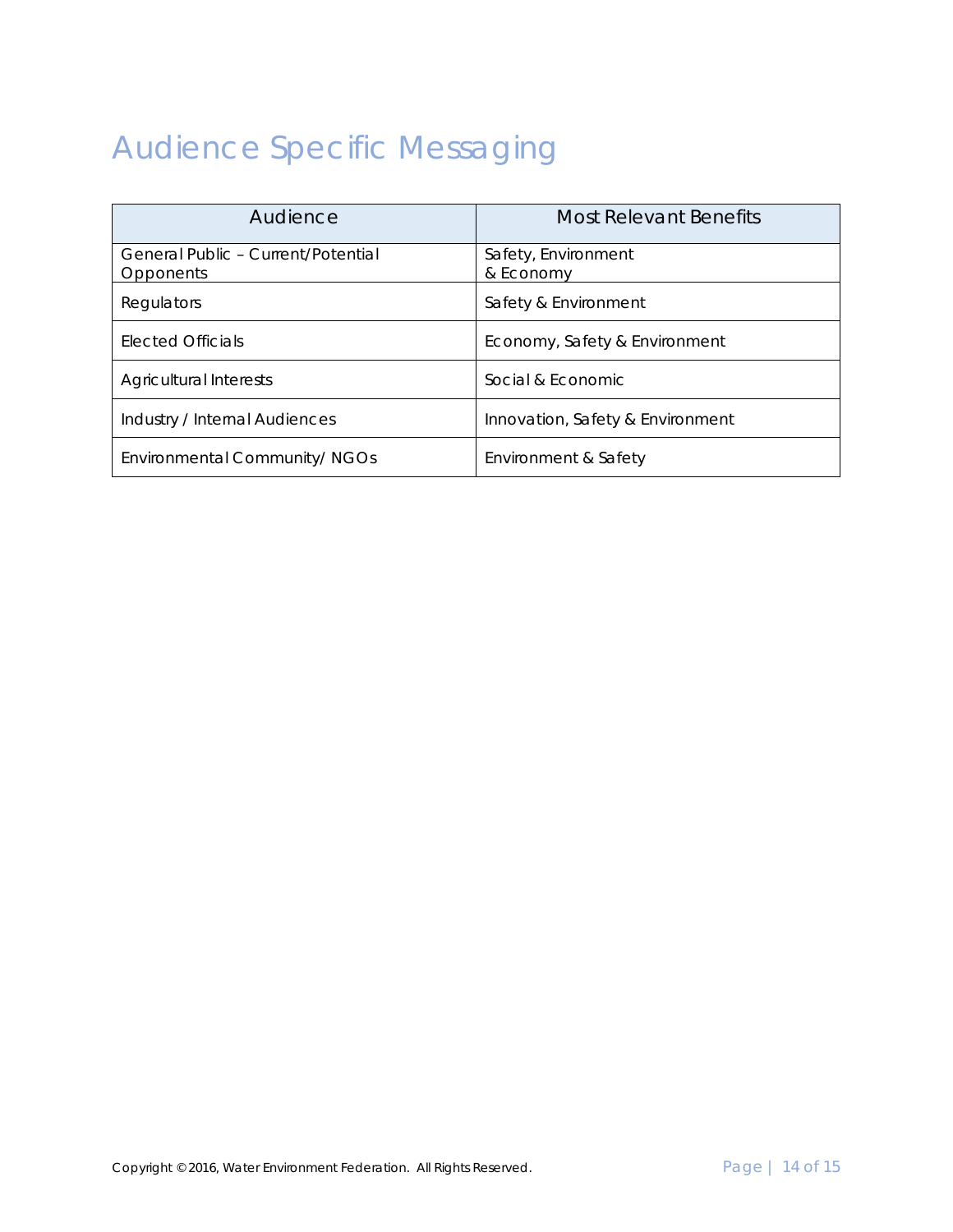# Audience Specific Messaging

| Audience | Most Relevant Benefits |
| --- | --- |
| General Public – Current/Potential Opponents | Safety, Environment & Economy |
| Regulators | Safety & Environment |
| Elected Officials | Economy, Safety & Environment |
| Agricultural Interests | Social & Economic |
| Industry / Internal Audiences | Innovation, Safety & Environment |
| Environmental Community/ NGOs | Environment & Safety |

Copyright © 2016, Water Environment Federation. All Rights Reserved.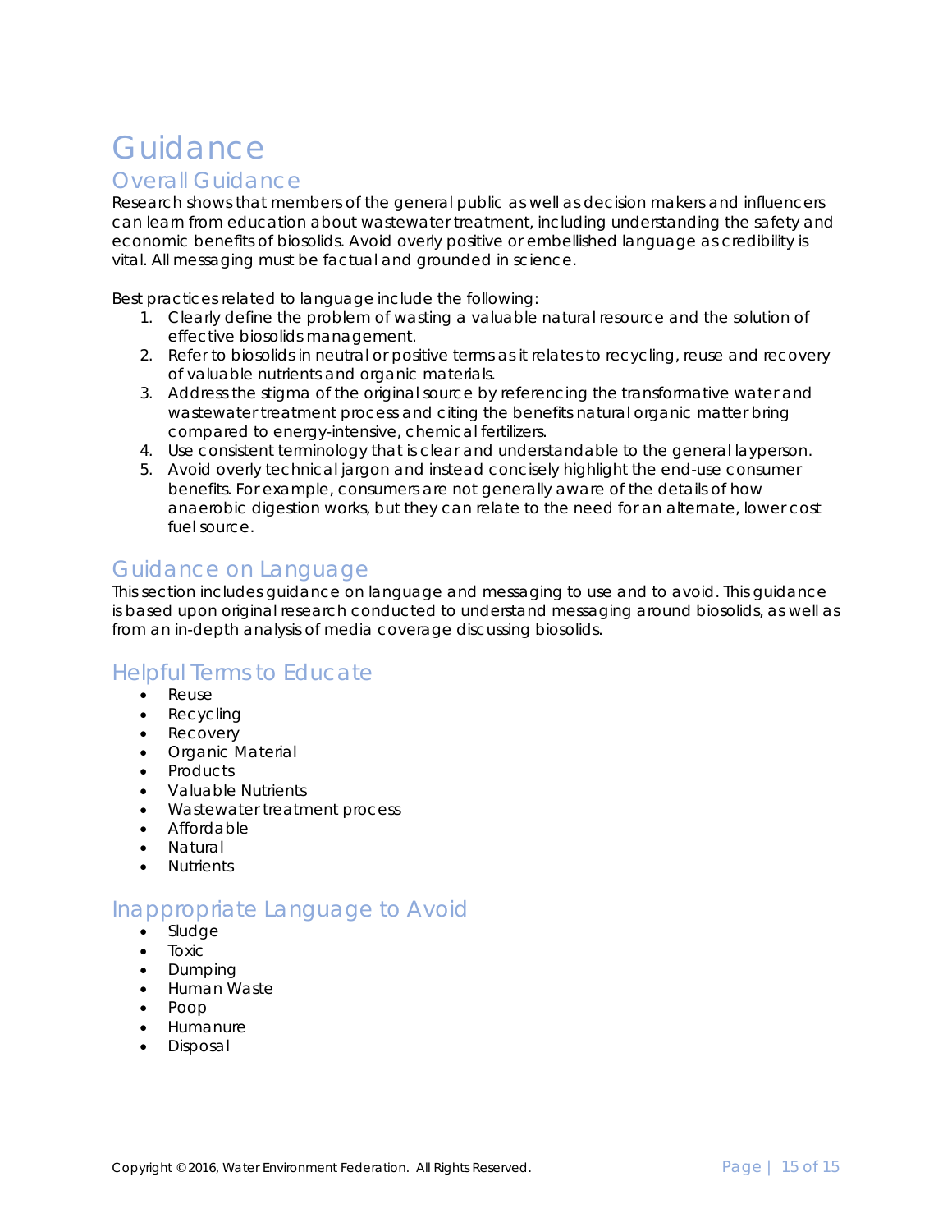# Guidance

## Overall Guidance

Research shows that members of the general public as well as decision makers and influencers can learn from education about wastewater treatment, including understanding the safety and economic benefits of biosolids. Avoid overly positive or embellished language as credibility is vital. All messaging must be factual and grounded in science.

Best practices related to language include the following:

1. Clearly define the problem of wasting a valuable natural resource and the solution of effective biosolids management.
2. Refer to biosolids in neutral or positive terms as it relates to recycling, reuse and recovery of valuable nutrients and organic materials.
3. Address the stigma of the original source by referencing the transformative water and wastewater treatment process and citing the benefits natural organic matter bring compared to energy-intensive, chemical fertilizers.
4. Use consistent terminology that is clear and understandable to the general layperson.
5. Avoid overly technical jargon and instead concisely highlight the end-use consumer benefits. For example, consumers are not generally aware of the details of how anaerobic digestion works, but they can relate to the need for an alternate, lower cost fuel source.

## Guidance on Language

This section includes guidance on language and messaging to use and to avoid. This guidance is based upon original research conducted to understand messaging around biosolids, as well as from an in-depth analysis of media coverage discussing biosolids.

## Helpful Terms to Educate

- Reuse
- Recycling
- Recovery
- Organic Material
- Products
- Valuable Nutrients
- Wastewater treatment process
- Affordable
- Natural
- Nutrients

## Inappropriate Language to Avoid

- Sludge
- Toxic
- Dumping
- Human Waste
- Poop
- Humanure
- Disposal

Copyright © 2016, Water Environment Federation. All Rights Reserved.